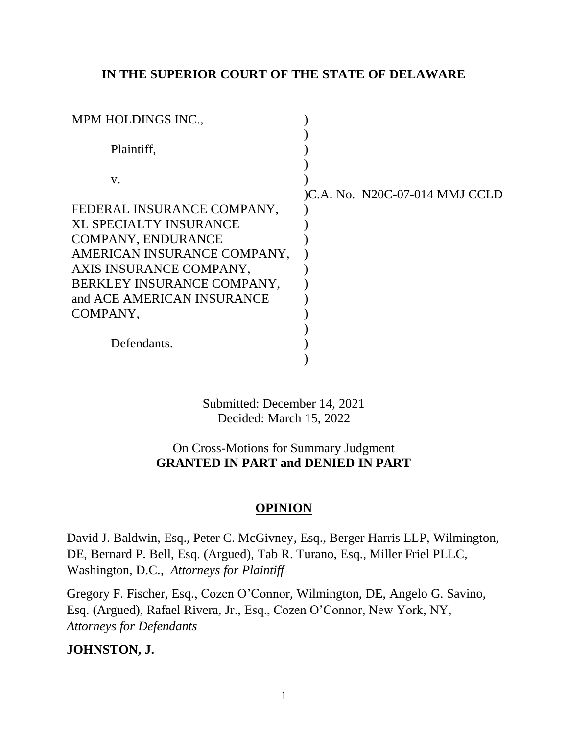**IN THE SUPERIOR COURT OF THE STATE OF DELAWARE**

MPM HOLDINGS INC.,

Plaintiff,

v.

FEDERAL INSURANCE COMPANY, XL SPECIALTY INSURANCE COMPANY, ENDURANCE AMERICAN INSURANCE COMPANY, AXIS INSURANCE COMPANY, BERKLEY INSURANCE COMPANY, and ACE AMERICAN INSURANCE COMPANY,

Defendants.

C.A. No. N20C-07-014 MMJ CCLD

Submitted: December 14, 2021
Decided: March 15, 2022

On Cross-Motions for Summary Judgment
**GRANTED IN PART and DENIED IN PART**

**OPINION**

David J. Baldwin, Esq., Peter C. McGivney, Esq., Berger Harris LLP, Wilmington, DE, Bernard P. Bell, Esq. (Argued), Tab R. Turano, Esq., Miller Friel PLLC, Washington, D.C., *Attorneys for Plaintiff*

Gregory F. Fischer, Esq., Cozen O'Connor, Wilmington, DE, Angelo G. Savino, Esq. (Argued), Rafael Rivera, Jr., Esq., Cozen O'Connor, New York, NY, *Attorneys for Defendants*

**JOHNSTON, J.**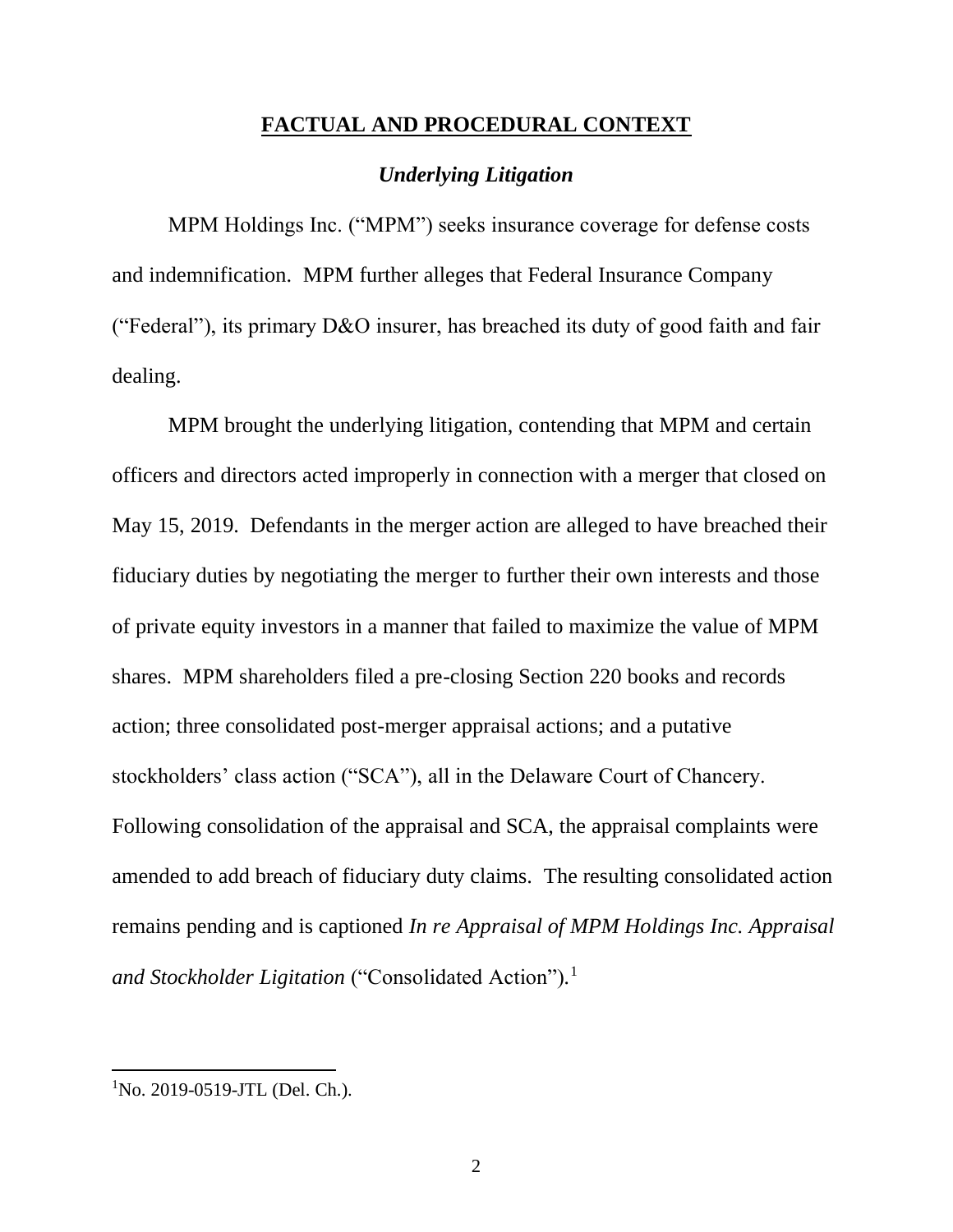## **FACTUAL AND PROCEDURAL CONTEXT**

### ***Underlying Litigation***

MPM Holdings Inc. ("MPM") seeks insurance coverage for defense costs and indemnification. MPM further alleges that Federal Insurance Company ("Federal"), its primary D&O insurer, has breached its duty of good faith and fair dealing.

MPM brought the underlying litigation, contending that MPM and certain officers and directors acted improperly in connection with a merger that closed on May 15, 2019. Defendants in the merger action are alleged to have breached their fiduciary duties by negotiating the merger to further their own interests and those of private equity investors in a manner that failed to maximize the value of MPM shares. MPM shareholders filed a pre-closing Section 220 books and records action; three consolidated post-merger appraisal actions; and a putative stockholders' class action ("SCA"), all in the Delaware Court of Chancery. Following consolidation of the appraisal and SCA, the appraisal complaints were amended to add breach of fiduciary duty claims. The resulting consolidated action remains pending and is captioned *In re Appraisal of MPM Holdings Inc. Appraisal and Stockholder Ligitation* ("Consolidated Action").[1]

---

[1]No. 2019-0519-JTL (Del. Ch.).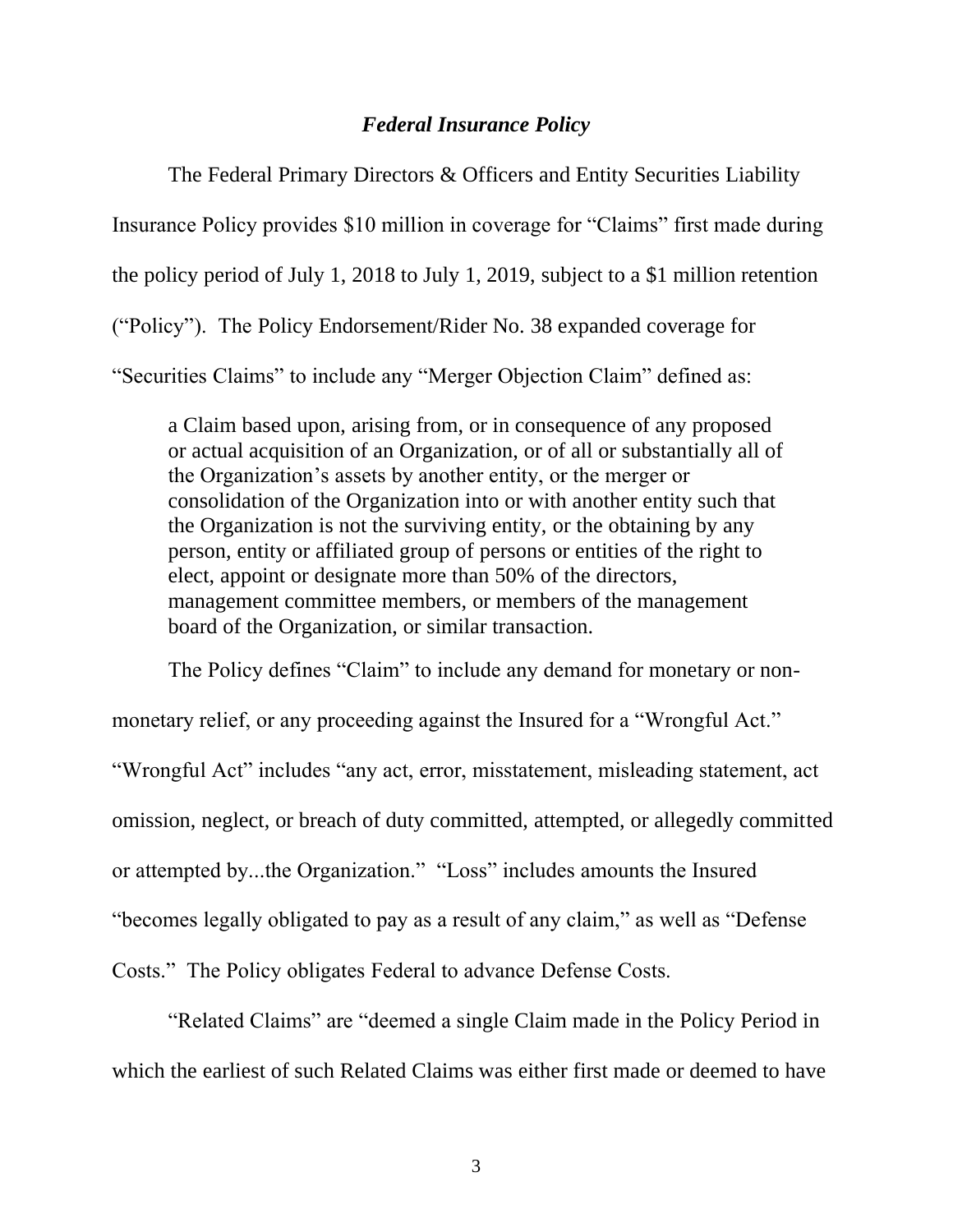### *Federal Insurance Policy*

The Federal Primary Directors & Officers and Entity Securities Liability Insurance Policy provides $10 million in coverage for "Claims" first made during the policy period of July 1, 2018 to July 1, 2019, subject to a $1 million retention ("Policy"). The Policy Endorsement/Rider No. 38 expanded coverage for "Securities Claims" to include any "Merger Objection Claim" defined as:

> a Claim based upon, arising from, or in consequence of any proposed or actual acquisition of an Organization, or of all or substantially all of the Organization's assets by another entity, or the merger or consolidation of the Organization into or with another entity such that the Organization is not the surviving entity, or the obtaining by any person, entity or affiliated group of persons or entities of the right to elect, appoint or designate more than 50% of the directors, management committee members, or members of the management board of the Organization, or similar transaction.

The Policy defines "Claim" to include any demand for monetary or non-monetary relief, or any proceeding against the Insured for a "Wrongful Act." "Wrongful Act" includes "any act, error, misstatement, misleading statement, act omission, neglect, or breach of duty committed, attempted, or allegedly committed or attempted by...the Organization." "Loss" includes amounts the Insured "becomes legally obligated to pay as a result of any claim," as well as "Defense Costs." The Policy obligates Federal to advance Defense Costs.

"Related Claims" are "deemed a single Claim made in the Policy Period in which the earliest of such Related Claims was either first made or deemed to have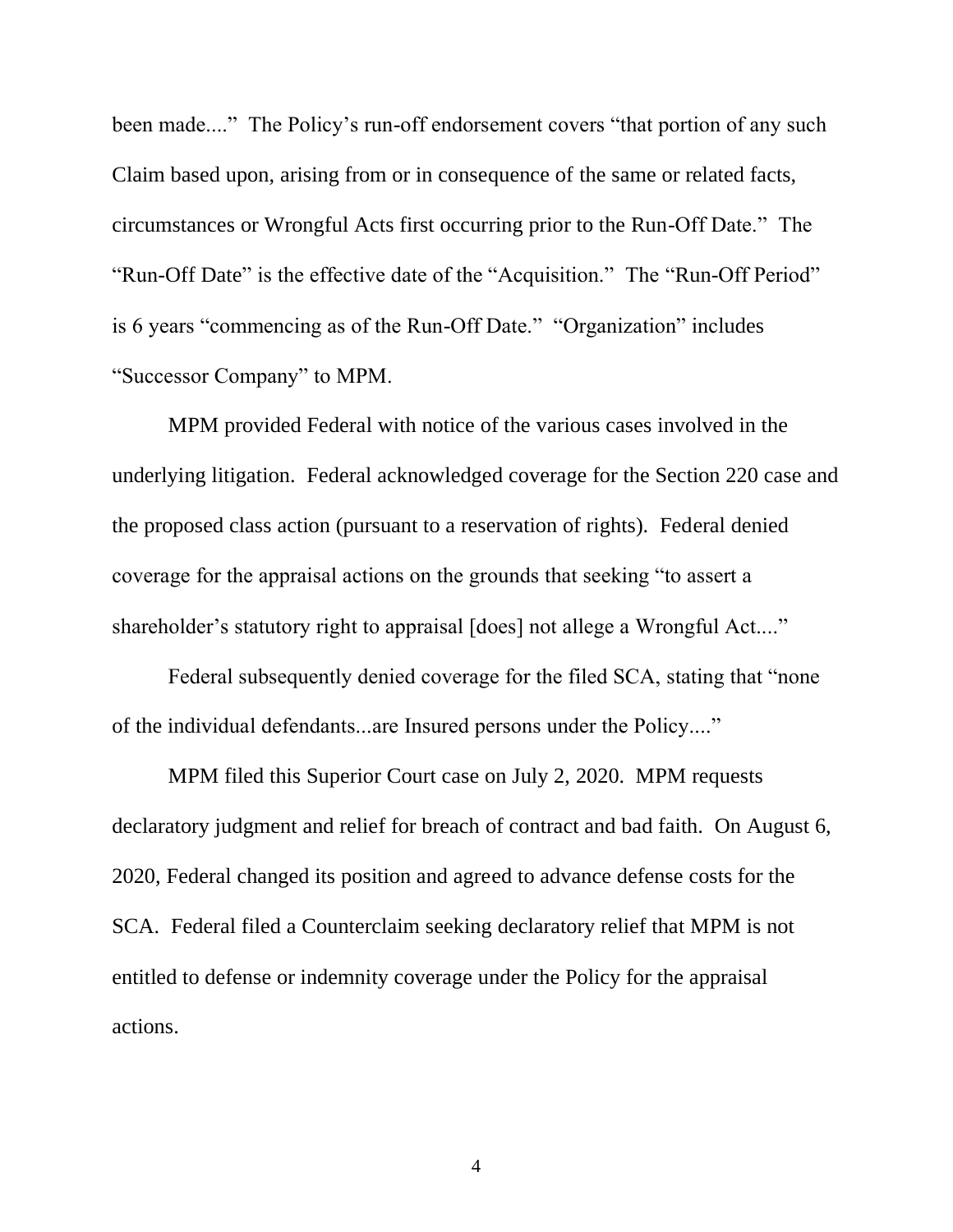been made...." The Policy's run-off endorsement covers "that portion of any such Claim based upon, arising from or in consequence of the same or related facts, circumstances or Wrongful Acts first occurring prior to the Run-Off Date." The "Run-Off Date" is the effective date of the "Acquisition." The "Run-Off Period" is 6 years "commencing as of the Run-Off Date." "Organization" includes "Successor Company" to MPM.

MPM provided Federal with notice of the various cases involved in the underlying litigation. Federal acknowledged coverage for the Section 220 case and the proposed class action (pursuant to a reservation of rights). Federal denied coverage for the appraisal actions on the grounds that seeking "to assert a shareholder's statutory right to appraisal [does] not allege a Wrongful Act...."

Federal subsequently denied coverage for the filed SCA, stating that "none of the individual defendants...are Insured persons under the Policy...."

MPM filed this Superior Court case on July 2, 2020. MPM requests declaratory judgment and relief for breach of contract and bad faith. On August 6, 2020, Federal changed its position and agreed to advance defense costs for the SCA. Federal filed a Counterclaim seeking declaratory relief that MPM is not entitled to defense or indemnity coverage under the Policy for the appraisal actions.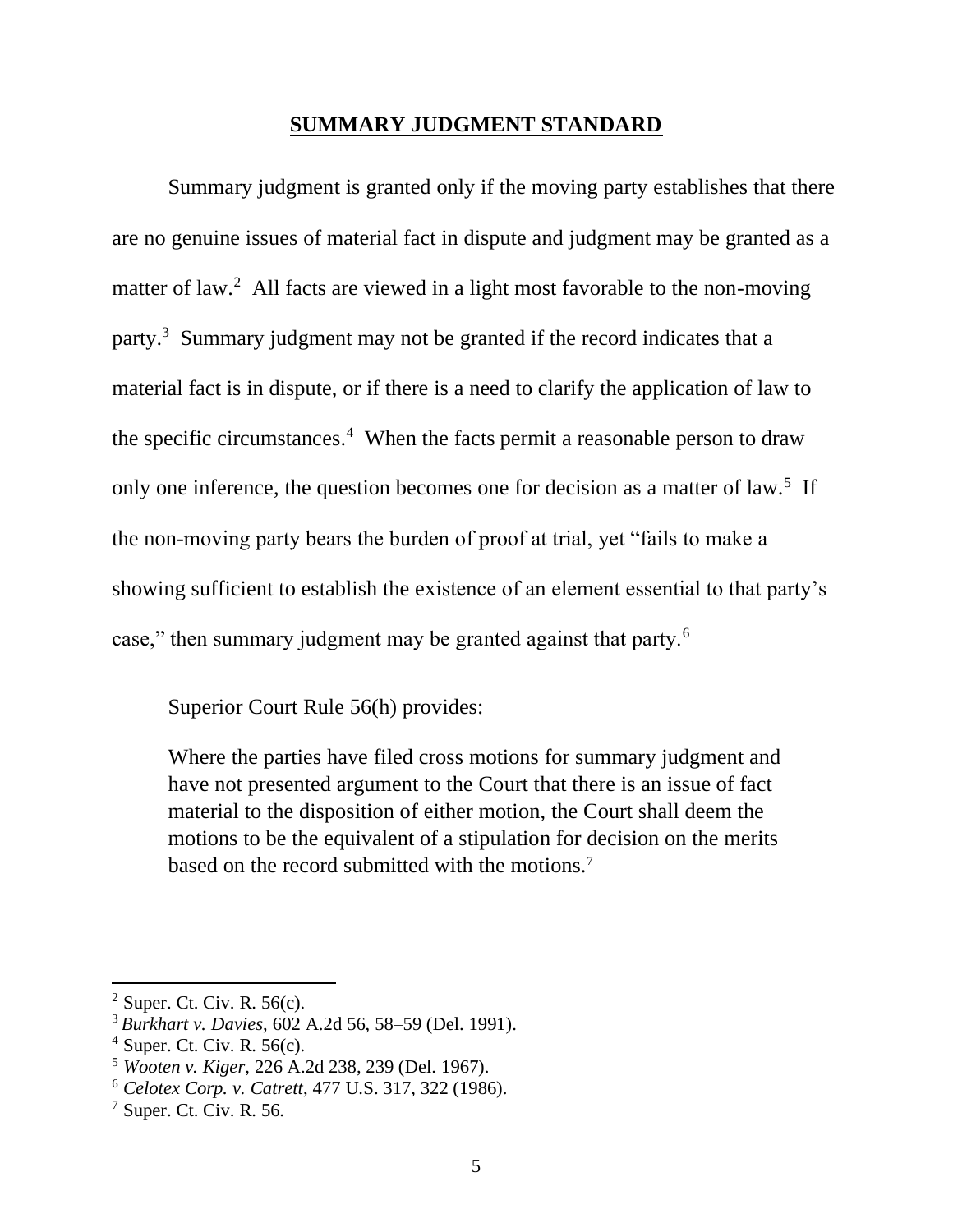## **SUMMARY JUDGMENT STANDARD**

Summary judgment is granted only if the moving party establishes that there are no genuine issues of material fact in dispute and judgment may be granted as a matter of law.[2] All facts are viewed in a light most favorable to the non-moving party.[3] Summary judgment may not be granted if the record indicates that a material fact is in dispute, or if there is a need to clarify the application of law to the specific circumstances.[4] When the facts permit a reasonable person to draw only one inference, the question becomes one for decision as a matter of law.[5] If the non-moving party bears the burden of proof at trial, yet "fails to make a showing sufficient to establish the existence of an element essential to that party's case," then summary judgment may be granted against that party.[6]

Superior Court Rule 56(h) provides:

> Where the parties have filed cross motions for summary judgment and have not presented argument to the Court that there is an issue of fact material to the disposition of either motion, the Court shall deem the motions to be the equivalent of a stipulation for decision on the merits based on the record submitted with the motions.[7]

---

[2] Super. Ct. Civ. R. 56(c).

[3] *Burkhart v. Davies*, 602 A.2d 56, 58–59 (Del. 1991).

[4] Super. Ct. Civ. R. 56(c).

[5] *Wooten v. Kiger*, 226 A.2d 238, 239 (Del. 1967).

[6] *Celotex Corp. v. Catrett*, 477 U.S. 317, 322 (1986).

[7] Super. Ct. Civ. R. 56.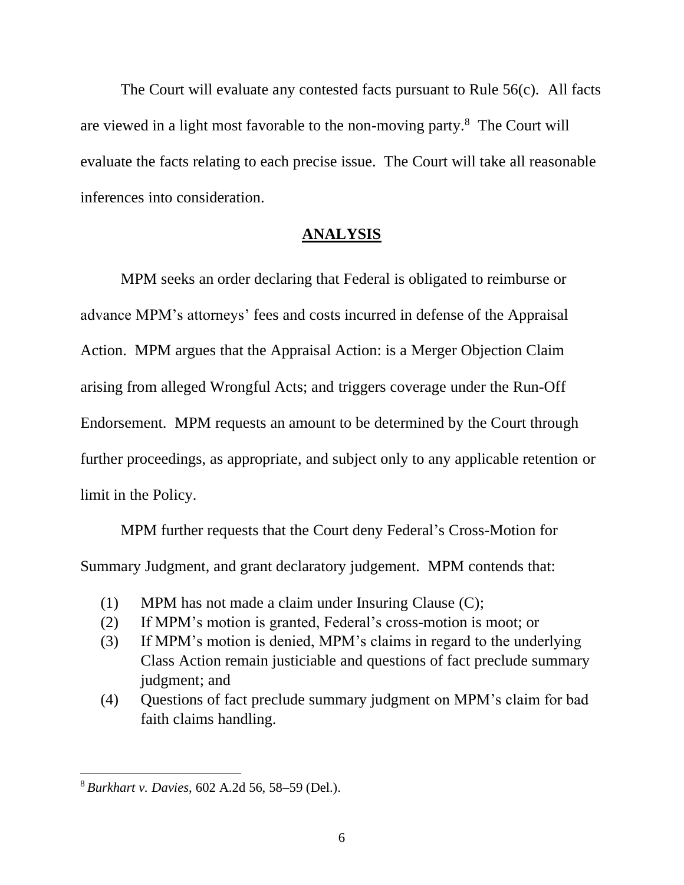The Court will evaluate any contested facts pursuant to Rule 56(c). All facts are viewed in a light most favorable to the non-moving party.[8] The Court will evaluate the facts relating to each precise issue. The Court will take all reasonable inferences into consideration.

## ANALYSIS

MPM seeks an order declaring that Federal is obligated to reimburse or advance MPM's attorneys' fees and costs incurred in defense of the Appraisal Action. MPM argues that the Appraisal Action: is a Merger Objection Claim arising from alleged Wrongful Acts; and triggers coverage under the Run-Off Endorsement. MPM requests an amount to be determined by the Court through further proceedings, as appropriate, and subject only to any applicable retention or limit in the Policy.

MPM further requests that the Court deny Federal's Cross-Motion for Summary Judgment, and grant declaratory judgement. MPM contends that:

(1) MPM has not made a claim under Insuring Clause (C);
(2) If MPM's motion is granted, Federal's cross-motion is moot; or
(3) If MPM's motion is denied, MPM's claims in regard to the underlying Class Action remain justiciable and questions of fact preclude summary judgment; and
(4) Questions of fact preclude summary judgment on MPM's claim for bad faith claims handling.

---

[8] *Burkhart v. Davies*, 602 A.2d 56, 58–59 (Del.).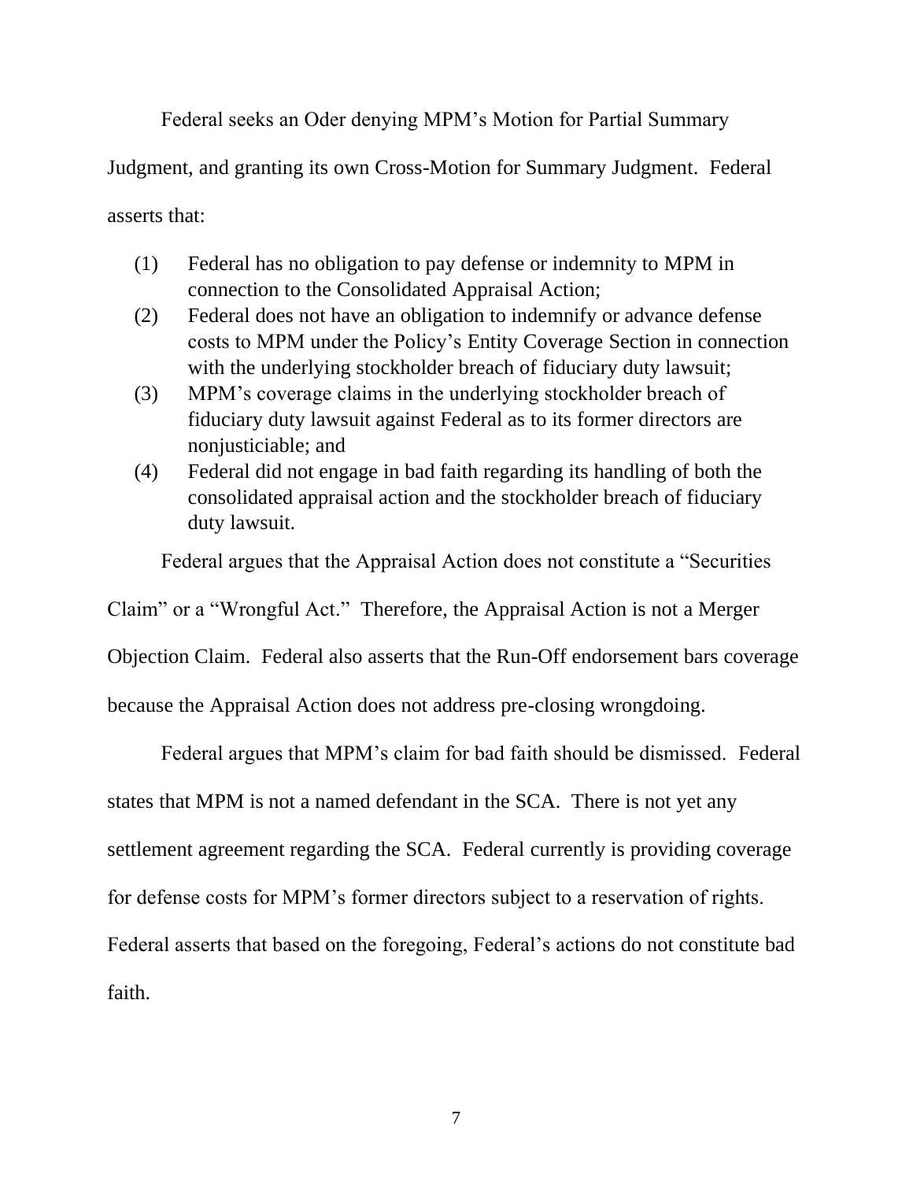Federal seeks an Oder denying MPM's Motion for Partial Summary Judgment, and granting its own Cross-Motion for Summary Judgment. Federal asserts that:

(1) Federal has no obligation to pay defense or indemnity to MPM in connection to the Consolidated Appraisal Action;

(2) Federal does not have an obligation to indemnify or advance defense costs to MPM under the Policy's Entity Coverage Section in connection with the underlying stockholder breach of fiduciary duty lawsuit;

(3) MPM's coverage claims in the underlying stockholder breach of fiduciary duty lawsuit against Federal as to its former directors are nonjusticiable; and

(4) Federal did not engage in bad faith regarding its handling of both the consolidated appraisal action and the stockholder breach of fiduciary duty lawsuit.

Federal argues that the Appraisal Action does not constitute a "Securities Claim" or a "Wrongful Act." Therefore, the Appraisal Action is not a Merger Objection Claim. Federal also asserts that the Run-Off endorsement bars coverage because the Appraisal Action does not address pre-closing wrongdoing.

Federal argues that MPM's claim for bad faith should be dismissed. Federal states that MPM is not a named defendant in the SCA. There is not yet any settlement agreement regarding the SCA. Federal currently is providing coverage for defense costs for MPM's former directors subject to a reservation of rights. Federal asserts that based on the foregoing, Federal's actions do not constitute bad faith.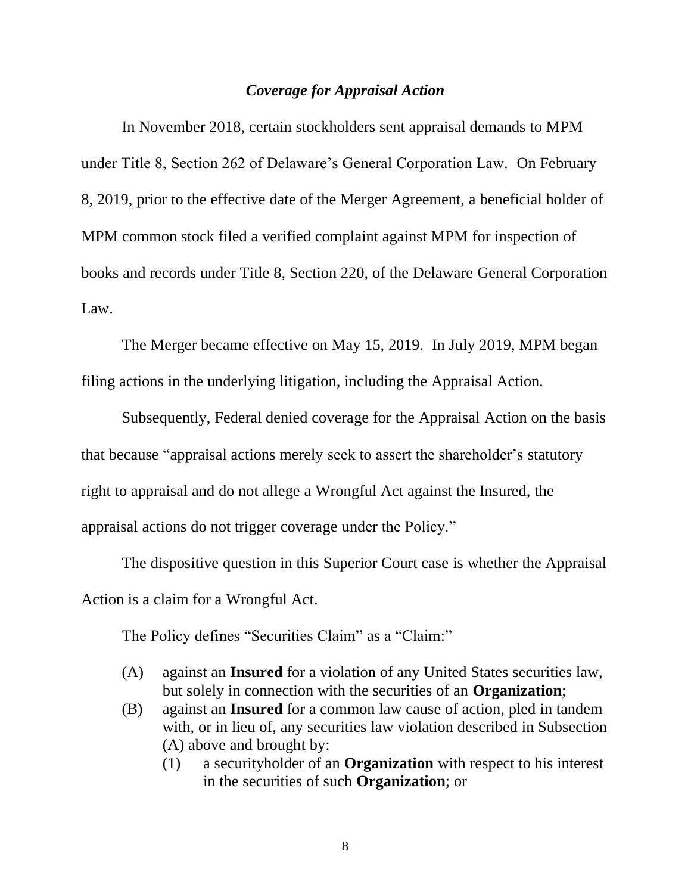### *Coverage for Appraisal Action*

In November 2018, certain stockholders sent appraisal demands to MPM under Title 8, Section 262 of Delaware's General Corporation Law. On February 8, 2019, prior to the effective date of the Merger Agreement, a beneficial holder of MPM common stock filed a verified complaint against MPM for inspection of books and records under Title 8, Section 220, of the Delaware General Corporation Law.

The Merger became effective on May 15, 2019. In July 2019, MPM began filing actions in the underlying litigation, including the Appraisal Action.

Subsequently, Federal denied coverage for the Appraisal Action on the basis that because "appraisal actions merely seek to assert the shareholder's statutory right to appraisal and do not allege a Wrongful Act against the Insured, the appraisal actions do not trigger coverage under the Policy."

The dispositive question in this Superior Court case is whether the Appraisal Action is a claim for a Wrongful Act.

The Policy defines "Securities Claim" as a "Claim:"

(A) against an **Insured** for a violation of any United States securities law, but solely in connection with the securities of an **Organization**;

(B) against an **Insured** for a common law cause of action, pled in tandem with, or in lieu of, any securities law violation described in Subsection (A) above and brought by:

  (1) a securityholder of an **Organization** with respect to his interest in the securities of such **Organization**; or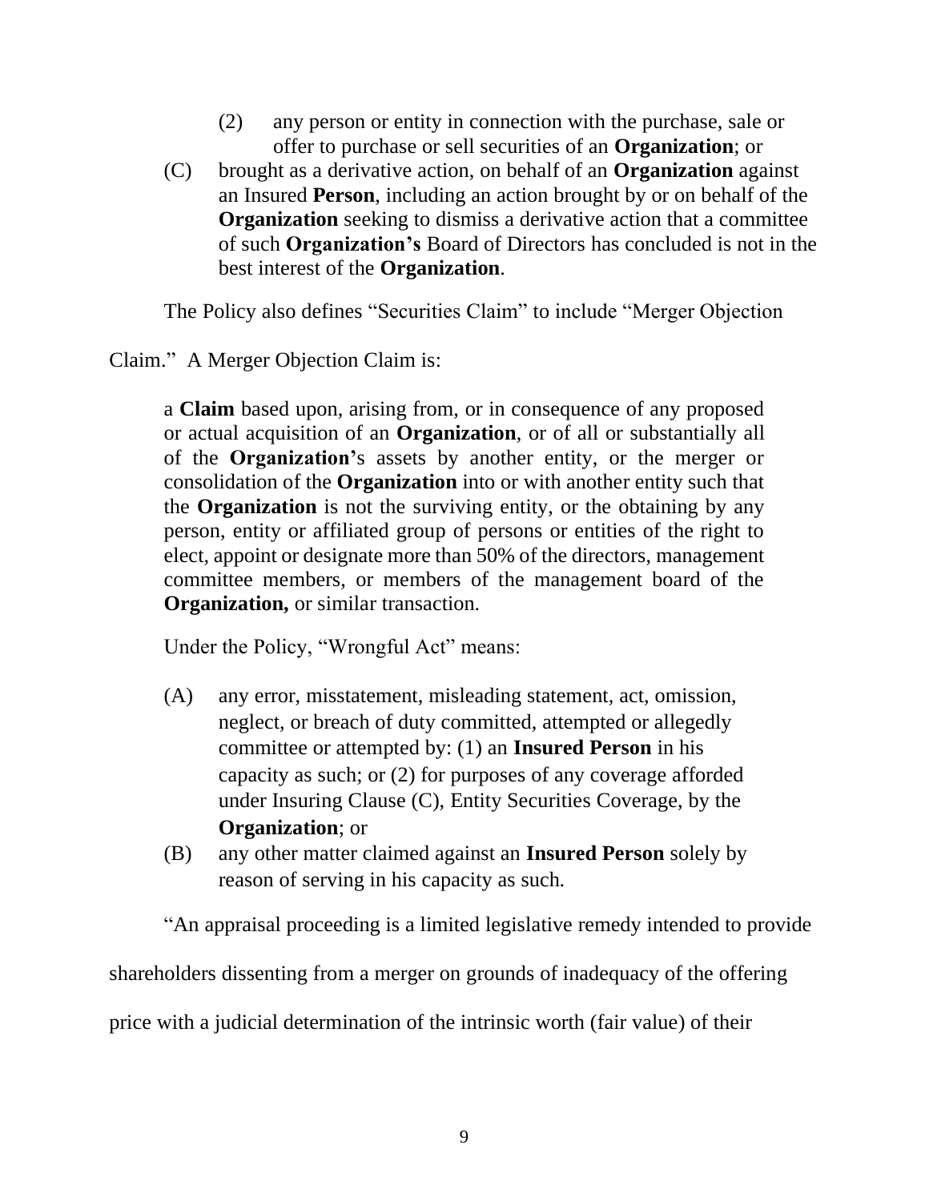(2) any person or entity in connection with the purchase, sale or offer to purchase or sell securities of an **Organization**; or

(C) brought as a derivative action, on behalf of an **Organization** against an Insured **Person**, including an action brought by or on behalf of the **Organization** seeking to dismiss a derivative action that a committee of such **Organization's** Board of Directors has concluded is not in the best interest of the **Organization**.

The Policy also defines "Securities Claim" to include "Merger Objection Claim." A Merger Objection Claim is:

> a **Claim** based upon, arising from, or in consequence of any proposed or actual acquisition of an **Organization**, or of all or substantially all of the **Organization'**s assets by another entity, or the merger or consolidation of the **Organization** into or with another entity such that the **Organization** is not the surviving entity, or the obtaining by any person, entity or affiliated group of persons or entities of the right to elect, appoint or designate more than 50% of the directors, management committee members, or members of the management board of the **Organization,** or similar transaction.

Under the Policy, "Wrongful Act" means:

(A) any error, misstatement, misleading statement, act, omission, neglect, or breach of duty committed, attempted or allegedly committee or attempted by: (1) an **Insured Person** in his capacity as such; or (2) for purposes of any coverage afforded under Insuring Clause (C), Entity Securities Coverage, by the **Organization**; or

(B) any other matter claimed against an **Insured Person** solely by reason of serving in his capacity as such.

"An appraisal proceeding is a limited legislative remedy intended to provide shareholders dissenting from a merger on grounds of inadequacy of the offering price with a judicial determination of the intrinsic worth (fair value) of their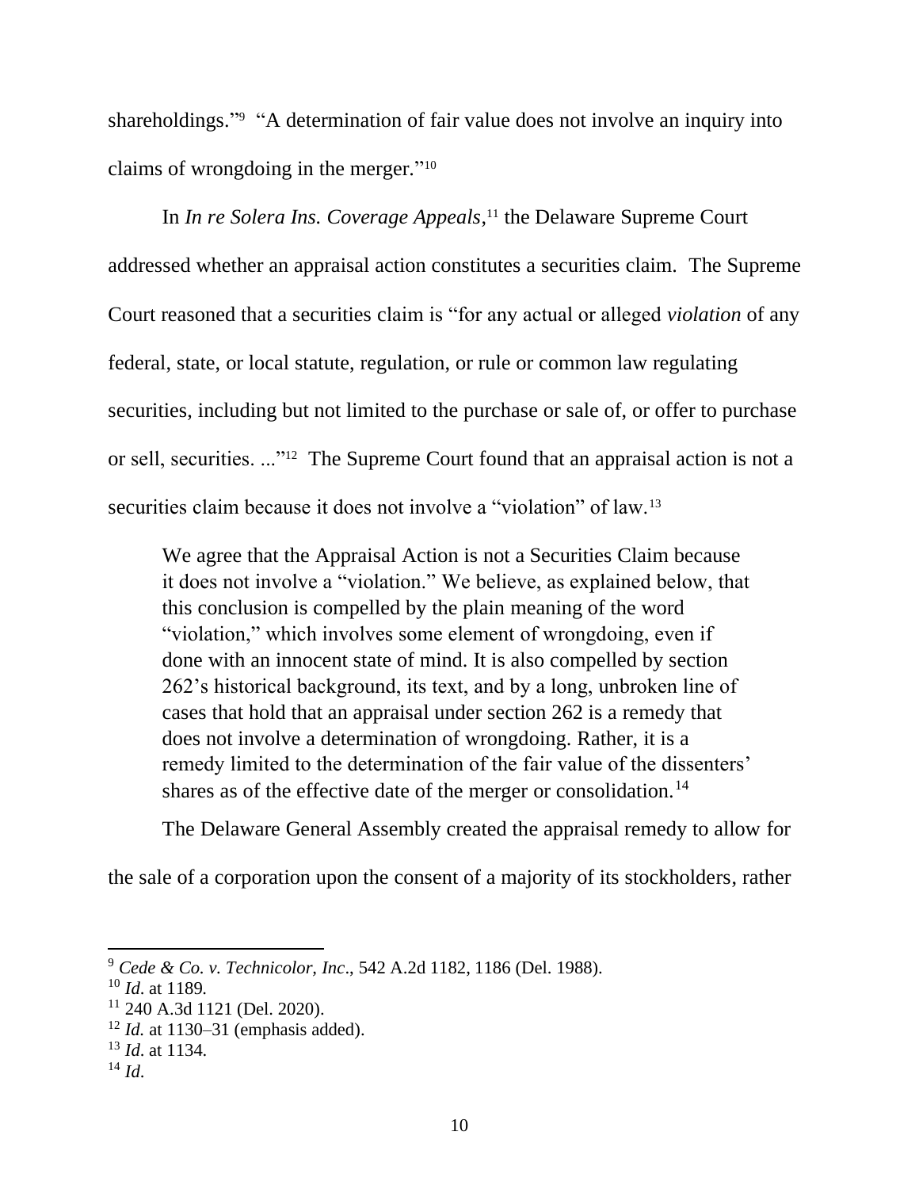shareholdings."[9] "A determination of fair value does not involve an inquiry into claims of wrongdoing in the merger."[10]

In *In re Solera Ins. Coverage Appeals*,[11] the Delaware Supreme Court addressed whether an appraisal action constitutes a securities claim. The Supreme Court reasoned that a securities claim is "for any actual or alleged *violation* of any federal, state, or local statute, regulation, or rule or common law regulating securities, including but not limited to the purchase or sale of, or offer to purchase or sell, securities. ..."[12] The Supreme Court found that an appraisal action is not a securities claim because it does not involve a "violation" of law.[13]

> We agree that the Appraisal Action is not a Securities Claim because it does not involve a "violation." We believe, as explained below, that this conclusion is compelled by the plain meaning of the word "violation," which involves some element of wrongdoing, even if done with an innocent state of mind. It is also compelled by section 262's historical background, its text, and by a long, unbroken line of cases that hold that an appraisal under section 262 is a remedy that does not involve a determination of wrongdoing. Rather, it is a remedy limited to the determination of the fair value of the dissenters' shares as of the effective date of the merger or consolidation.[14]

The Delaware General Assembly created the appraisal remedy to allow for the sale of a corporation upon the consent of a majority of its stockholders, rather

---

[9] *Cede & Co. v. Technicolor, Inc*., 542 A.2d 1182, 1186 (Del. 1988).
[10] *Id*. at 1189.
[11] 240 A.3d 1121 (Del. 2020).
[12] *Id*. at 1130–31 (emphasis added).
[13] *Id*. at 1134.
[14] *Id*.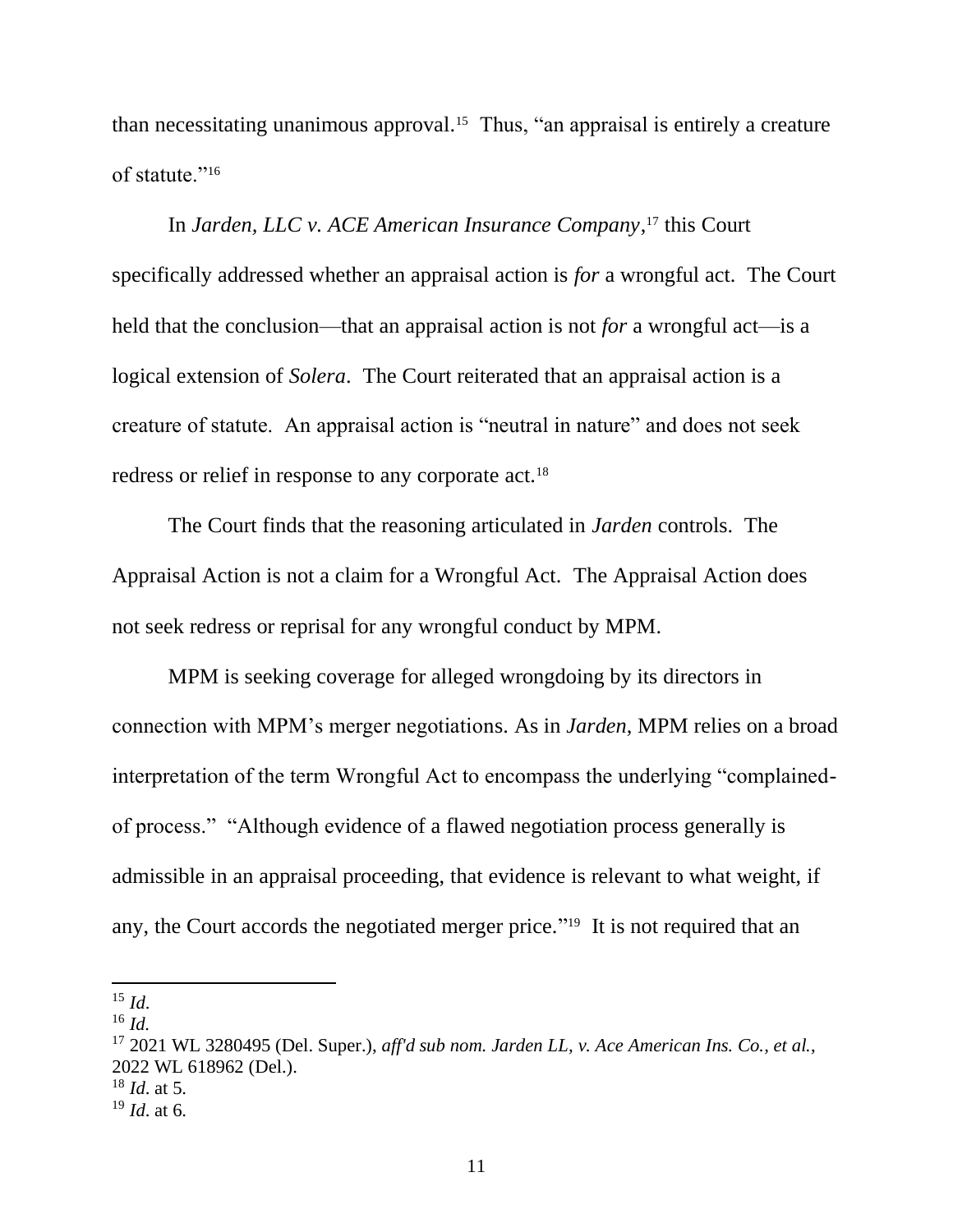than necessitating unanimous approval.[15] Thus, "an appraisal is entirely a creature of statute."[16]

In *Jarden, LLC v. ACE American Insurance Company*,[17] this Court specifically addressed whether an appraisal action is *for* a wrongful act. The Court held that the conclusion—that an appraisal action is not *for* a wrongful act—is a logical extension of *Solera*. The Court reiterated that an appraisal action is a creature of statute. An appraisal action is "neutral in nature" and does not seek redress or relief in response to any corporate act.[18]

The Court finds that the reasoning articulated in *Jarden* controls. The Appraisal Action is not a claim for a Wrongful Act. The Appraisal Action does not seek redress or reprisal for any wrongful conduct by MPM.

MPM is seeking coverage for alleged wrongdoing by its directors in connection with MPM's merger negotiations. As in *Jarden*, MPM relies on a broad interpretation of the term Wrongful Act to encompass the underlying "complained-of process." "Although evidence of a flawed negotiation process generally is admissible in an appraisal proceeding, that evidence is relevant to what weight, if any, the Court accords the negotiated merger price."[19] It is not required that an

---

[15] *Id.*

[16] *Id.*

[17] 2021 WL 3280495 (Del. Super.), *aff'd sub nom. Jarden LL, v. Ace American Ins. Co., et al.*, 2022 WL 618962 (Del.).

[18] *Id*. at 5.

[19] *Id*. at 6.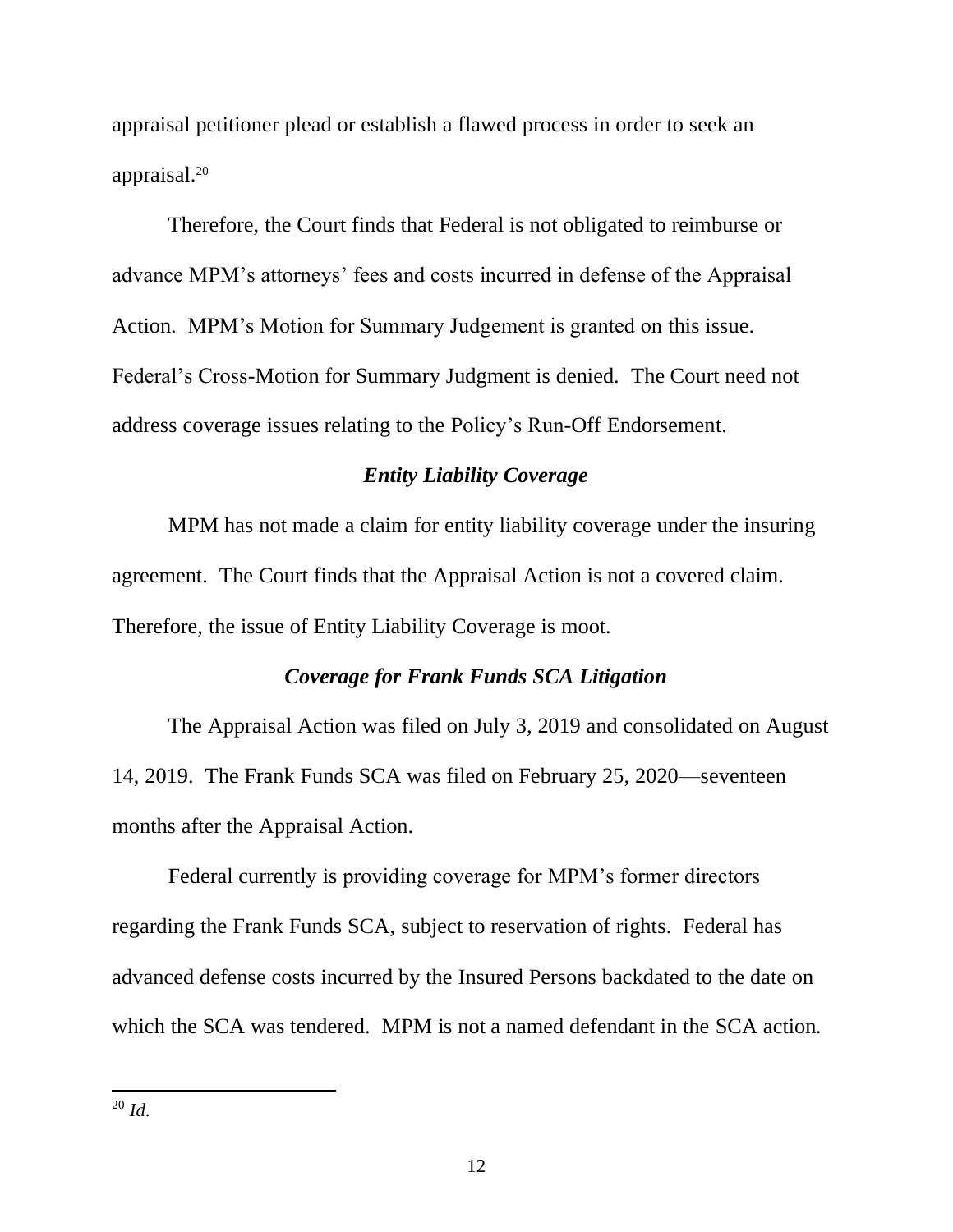appraisal petitioner plead or establish a flawed process in order to seek an appraisal.[20]

Therefore, the Court finds that Federal is not obligated to reimburse or advance MPM's attorneys' fees and costs incurred in defense of the Appraisal Action. MPM's Motion for Summary Judgement is granted on this issue. Federal's Cross-Motion for Summary Judgment is denied. The Court need not address coverage issues relating to the Policy's Run-Off Endorsement.

### *Entity Liability Coverage*

MPM has not made a claim for entity liability coverage under the insuring agreement. The Court finds that the Appraisal Action is not a covered claim. Therefore, the issue of Entity Liability Coverage is moot.

### *Coverage for Frank Funds SCA Litigation*

The Appraisal Action was filed on July 3, 2019 and consolidated on August 14, 2019. The Frank Funds SCA was filed on February 25, 2020—seventeen months after the Appraisal Action.

Federal currently is providing coverage for MPM's former directors regarding the Frank Funds SCA, subject to reservation of rights. Federal has advanced defense costs incurred by the Insured Persons backdated to the date on which the SCA was tendered. MPM is not a named defendant in the SCA action.

---

[20] *Id.*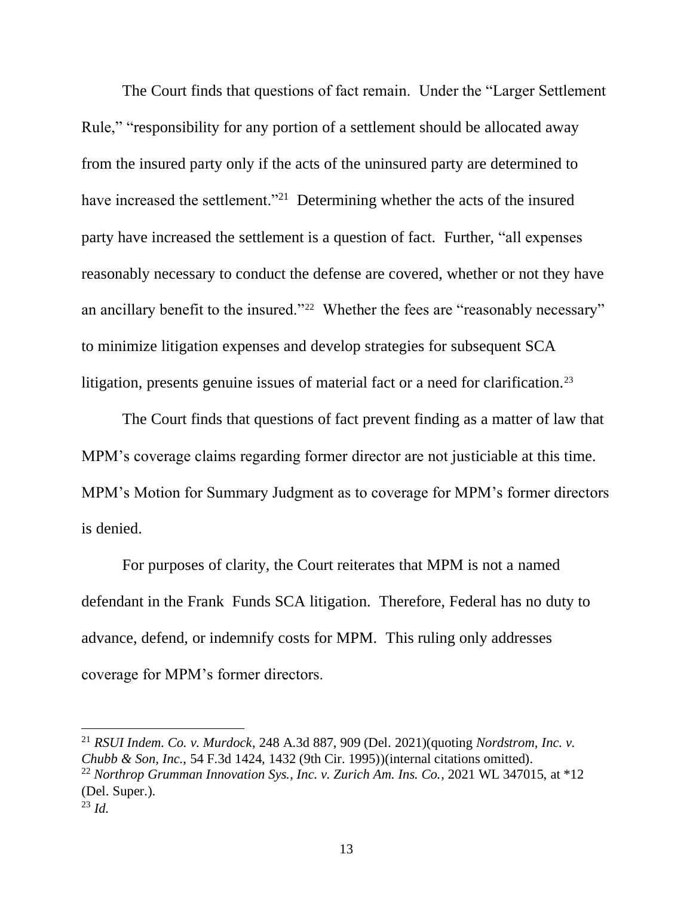The Court finds that questions of fact remain. Under the "Larger Settlement Rule," "responsibility for any portion of a settlement should be allocated away from the insured party only if the acts of the uninsured party are determined to have increased the settlement."[21] Determining whether the acts of the insured party have increased the settlement is a question of fact. Further, "all expenses reasonably necessary to conduct the defense are covered, whether or not they have an ancillary benefit to the insured."[22] Whether the fees are "reasonably necessary" to minimize litigation expenses and develop strategies for subsequent SCA litigation, presents genuine issues of material fact or a need for clarification.[23]

The Court finds that questions of fact prevent finding as a matter of law that MPM's coverage claims regarding former director are not justiciable at this time. MPM's Motion for Summary Judgment as to coverage for MPM's former directors is denied.

For purposes of clarity, the Court reiterates that MPM is not a named defendant in the Frank Funds SCA litigation. Therefore, Federal has no duty to advance, defend, or indemnify costs for MPM. This ruling only addresses coverage for MPM's former directors.

---

[21] *RSUI Indem. Co. v. Murdock*, 248 A.3d 887, 909 (Del. 2021)(quoting *Nordstrom, Inc. v. Chubb & Son, Inc.*, 54 F.3d 1424, 1432 (9th Cir. 1995))(internal citations omitted).

[22] *Northrop Grumman Innovation Sys., Inc. v. Zurich Am. Ins. Co.*, 2021 WL 347015, at *12 (Del. Super.).

[23] *Id.*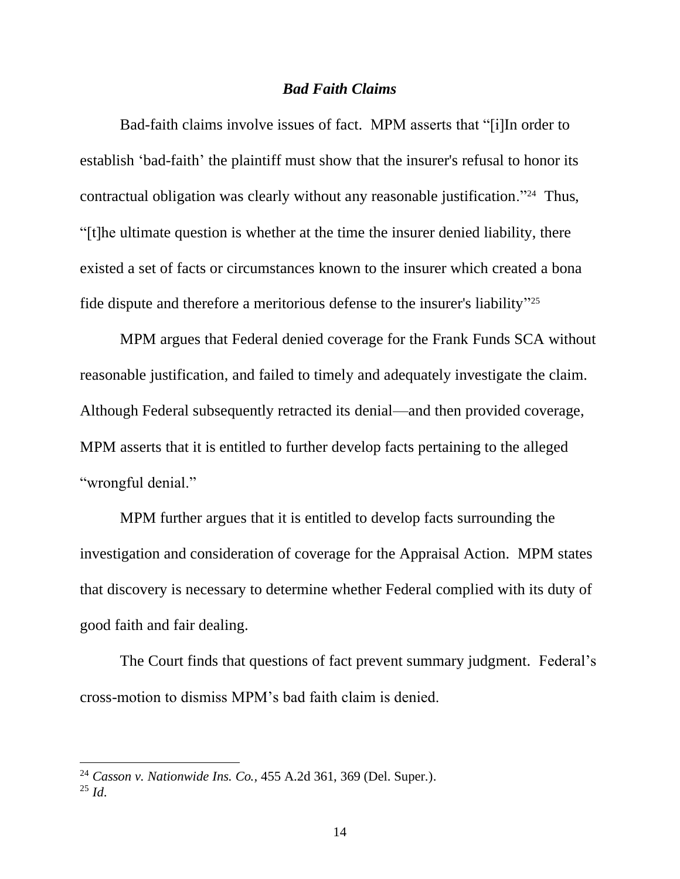### *Bad Faith Claims*

Bad-faith claims involve issues of fact. MPM asserts that "[i]In order to establish 'bad-faith' the plaintiff must show that the insurer's refusal to honor its contractual obligation was clearly without any reasonable justification."[24] Thus, "[t]he ultimate question is whether at the time the insurer denied liability, there existed a set of facts or circumstances known to the insurer which created a bona fide dispute and therefore a meritorious defense to the insurer's liability"[25]

MPM argues that Federal denied coverage for the Frank Funds SCA without reasonable justification, and failed to timely and adequately investigate the claim. Although Federal subsequently retracted its denial—and then provided coverage, MPM asserts that it is entitled to further develop facts pertaining to the alleged "wrongful denial."

MPM further argues that it is entitled to develop facts surrounding the investigation and consideration of coverage for the Appraisal Action. MPM states that discovery is necessary to determine whether Federal complied with its duty of good faith and fair dealing.

The Court finds that questions of fact prevent summary judgment. Federal's cross-motion to dismiss MPM's bad faith claim is denied.

---

[24] *Casson v. Nationwide Ins. Co.*, 455 A.2d 361, 369 (Del. Super.).

[25] *Id*.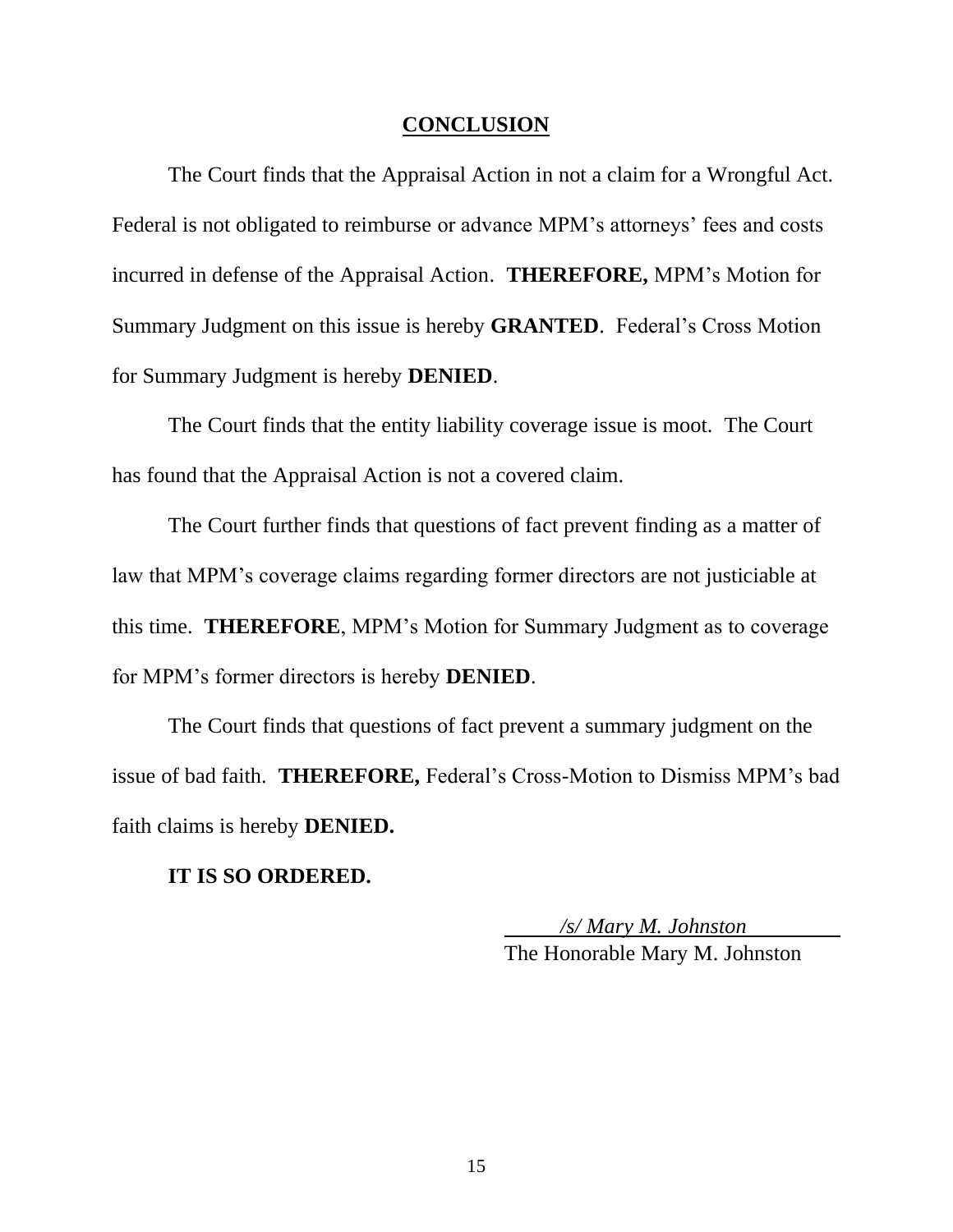## CONCLUSION

The Court finds that the Appraisal Action in not a claim for a Wrongful Act. Federal is not obligated to reimburse or advance MPM's attorneys' fees and costs incurred in defense of the Appraisal Action. **THEREFORE,** MPM's Motion for Summary Judgment on this issue is hereby **GRANTED**. Federal's Cross Motion for Summary Judgment is hereby **DENIED**.

The Court finds that the entity liability coverage issue is moot. The Court has found that the Appraisal Action is not a covered claim.

The Court further finds that questions of fact prevent finding as a matter of law that MPM's coverage claims regarding former directors are not justiciable at this time. **THEREFORE**, MPM's Motion for Summary Judgment as to coverage for MPM's former directors is hereby **DENIED**.

The Court finds that questions of fact prevent a summary judgment on the issue of bad faith. **THEREFORE,** Federal's Cross-Motion to Dismiss MPM's bad faith claims is hereby **DENIED.**

**IT IS SO ORDERED.**

*/s/ Mary M. Johnston*
The Honorable Mary M. Johnston